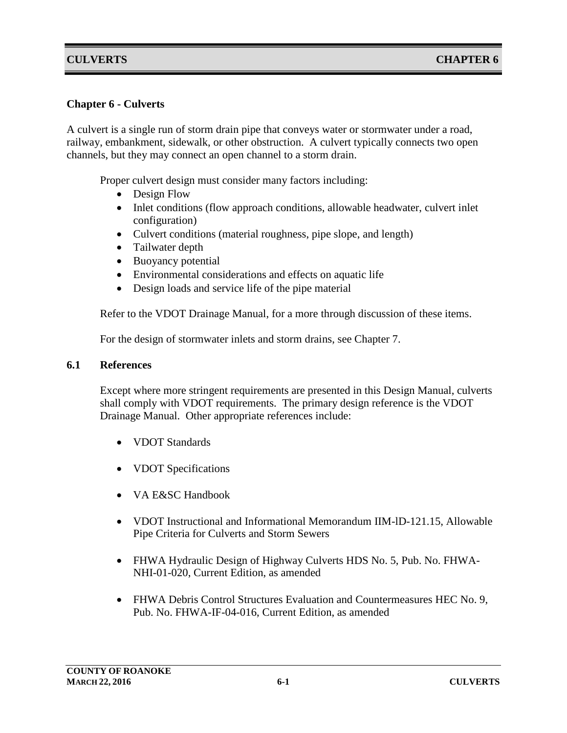## Chapter 6 - Culverts

A culvert is a single run of storm drain pipe that conveys water or stormwater under a road, railway, embankment, sidewalk, or other obstruction. A culvert typically connects two open channels, but they may connect an open channel to a storm drain.

Proper culvert design must consider many factors including:

- Design Flow
- Inlet conditions (flow approach conditions, allowable headwater, culvert inlet configuration)
- Culvert conditions (material roughness, pipe slope, and length)
- Tailwater depth
- Buoyancy potential
- Environmental considerations and effects on aquatic life
- Design loads and service life of the pipe material

Refer to the VDOT Drainage Manual, for a more through discussion of these items.

For the design of stormwater inlets and storm drains, see Chapter 7.

### 6.1 References

Except where more stringent requirements are presented in this Design Manual, culverts shall comply with VDOT requirements. The primary design reference is the VDOT Drainage Manual. Other appropriate references include:

- VDOT Standards
- VDOT Specifications
- VA E&SC Handbook
- VDOT Instructional and Informational Memorandum IIM-lD-121.15, Allowable Pipe Criteria for Culverts and Storm Sewers
- FHWA Hydraulic Design of Highway Culverts HDS No. 5, Pub. No. FHWA-NHI-01-020, Current Edition, as amended
- FHWA Debris Control Structures Evaluation and Countermeasures HEC No. 9, Pub. No. FHWA-IF-04-016, Current Edition, as amended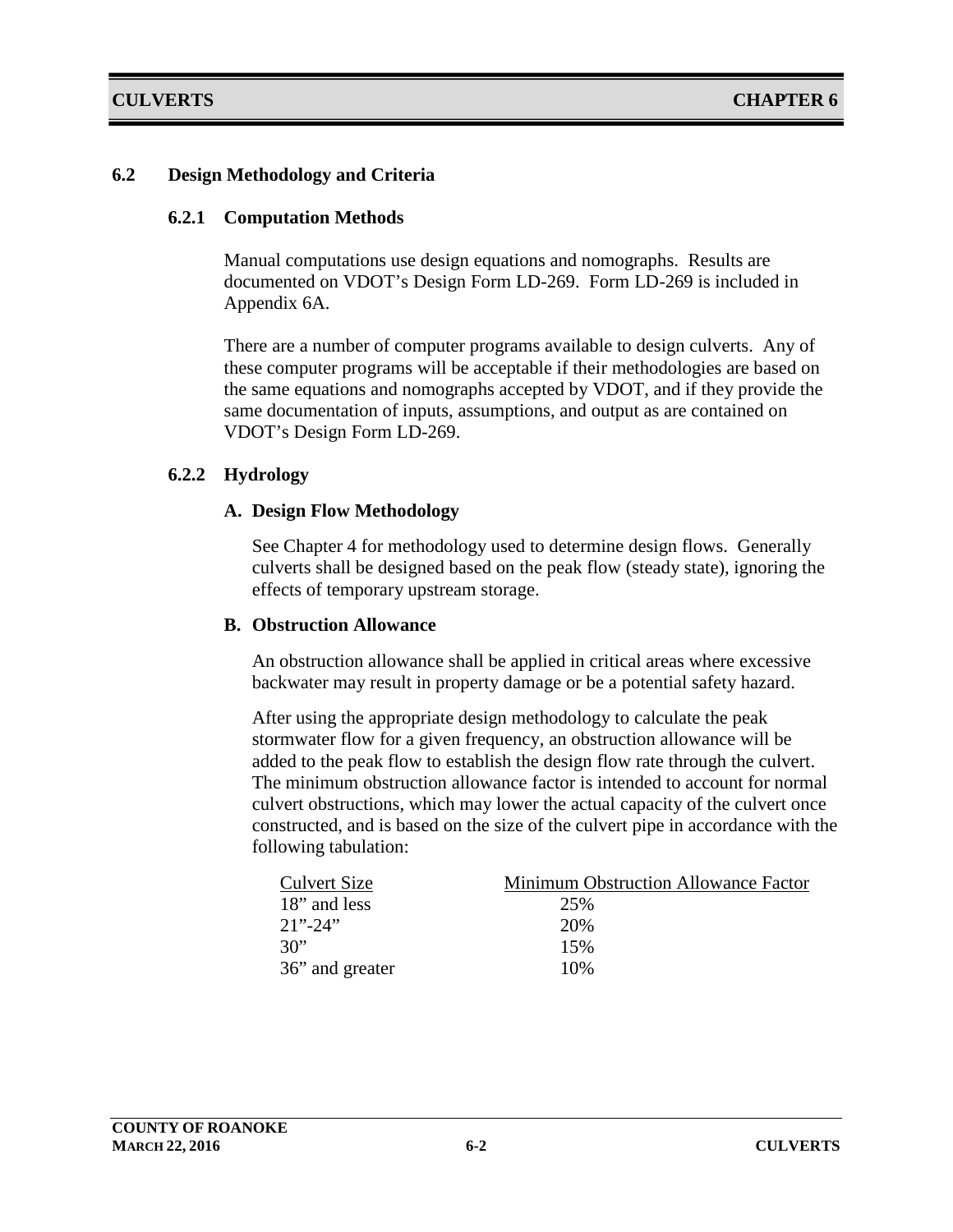## 6.2 Design Methodology and Criteria

### 6.2.1 Computation Methods

Manual computations use design equations and nomographs. Results are documented on VDOT's Design Form LD-269. Form LD-269 is included in Appendix 6A.

There are a number of computer programs available to design culverts. Any of these computer programs will be acceptable if their methodologies are based on the same equations and nomographs accepted by VDOT, and if they provide the same documentation of inputs, assumptions, and output as are contained on VDOT's Design Form LD-269.

### 6.2.2 Hydrology

#### A. Design Flow Methodology

See Chapter 4 for methodology used to determine design flows. Generally culverts shall be designed based on the peak flow (steady state), ignoring the effects of temporary upstream storage.

#### B. Obstruction Allowance

An obstruction allowance shall be applied in critical areas where excessive backwater may result in property damage or be a potential safety hazard.

After using the appropriate design methodology to calculate the peak stormwater flow for a given frequency, an obstruction allowance will be added to the peak flow to establish the design flow rate through the culvert. The minimum obstruction allowance factor is intended to account for normal culvert obstructions, which may lower the actual capacity of the culvert once constructed, and is based on the size of the culvert pipe in accordance with the following tabulation:

| Culvert Size | Minimum Obstruction Allowance Factor |
|---|---|
| 18" and less | 25% |
| 21"-24" | 20% |
| 30" | 15% |
| 36" and greater | 10% |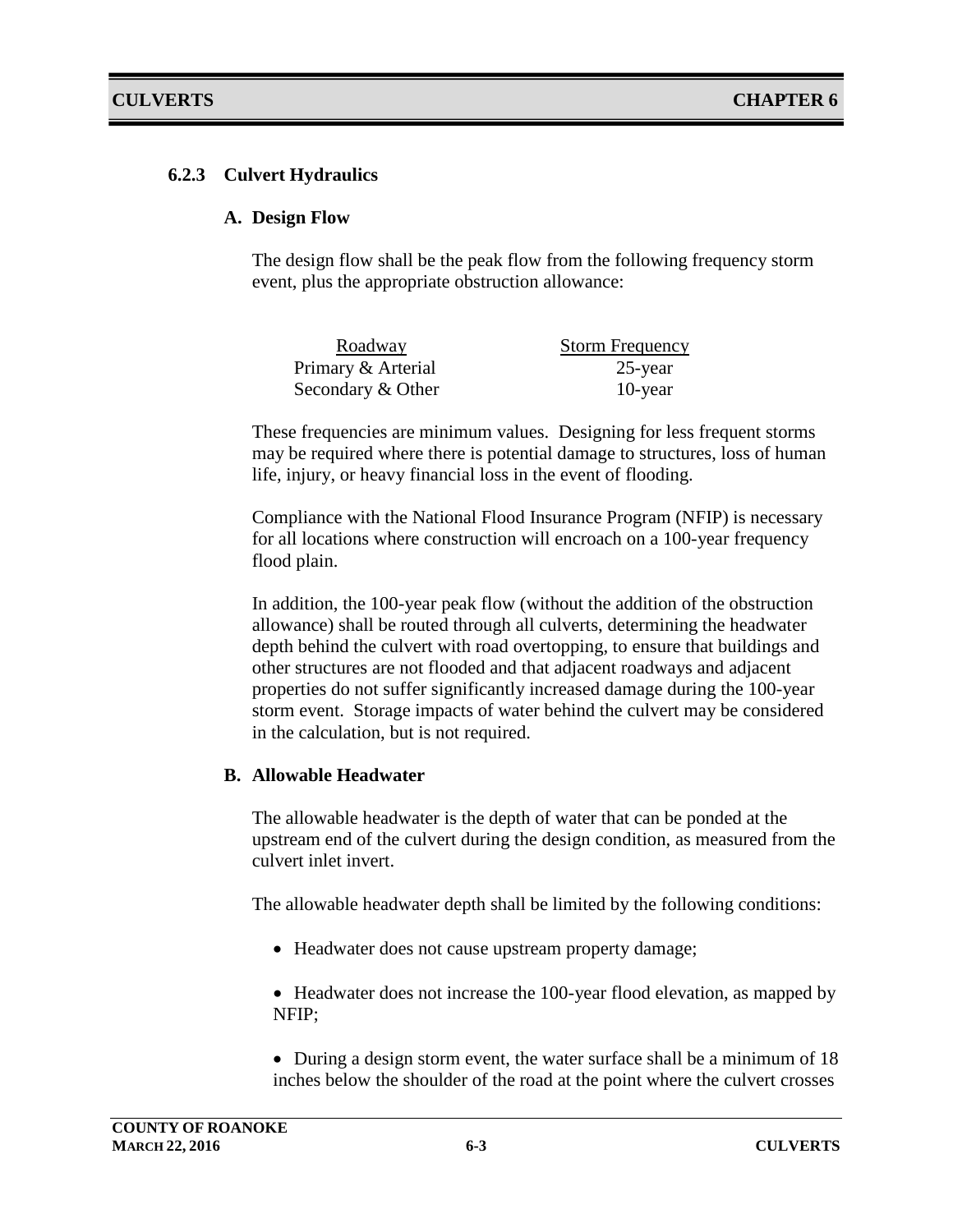### 6.2.3 Culvert Hydraulics

#### A. Design Flow

The design flow shall be the peak flow from the following frequency storm event, plus the appropriate obstruction allowance:

| Roadway | Storm Frequency |
|---|---|
| Primary & Arterial | 25-year |
| Secondary & Other | 10-year |

These frequencies are minimum values. Designing for less frequent storms may be required where there is potential damage to structures, loss of human life, injury, or heavy financial loss in the event of flooding.

Compliance with the National Flood Insurance Program (NFIP) is necessary for all locations where construction will encroach on a 100-year frequency flood plain.

In addition, the 100-year peak flow (without the addition of the obstruction allowance) shall be routed through all culverts, determining the headwater depth behind the culvert with road overtopping, to ensure that buildings and other structures are not flooded and that adjacent roadways and adjacent properties do not suffer significantly increased damage during the 100-year storm event. Storage impacts of water behind the culvert may be considered in the calculation, but is not required.

#### B. Allowable Headwater

The allowable headwater is the depth of water that can be ponded at the upstream end of the culvert during the design condition, as measured from the culvert inlet invert.

The allowable headwater depth shall be limited by the following conditions:

- Headwater does not cause upstream property damage;
- Headwater does not increase the 100-year flood elevation, as mapped by NFIP;
- During a design storm event, the water surface shall be a minimum of 18 inches below the shoulder of the road at the point where the culvert crosses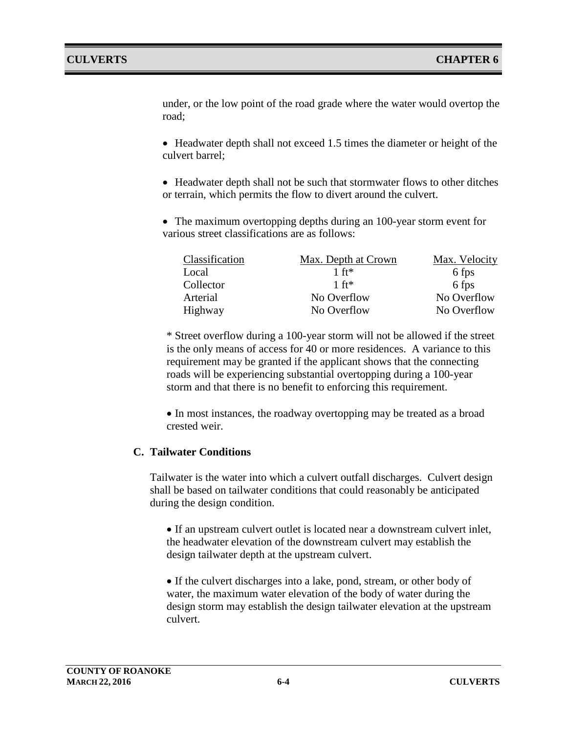under, or the low point of the road grade where the water would overtop the road;

- Headwater depth shall not exceed 1.5 times the diameter or height of the culvert barrel;

- Headwater depth shall not be such that stormwater flows to other ditches or terrain, which permits the flow to divert around the culvert.

- The maximum overtopping depths during an 100-year storm event for various street classifications are as follows:

| Classification | Max. Depth at Crown | Max. Velocity |
|---|---|---|
| Local | 1 ft* | 6 fps |
| Collector | 1 ft* | 6 fps |
| Arterial | No Overflow | No Overflow |
| Highway | No Overflow | No Overflow |

\* Street overflow during a 100-year storm will not be allowed if the street is the only means of access for 40 or more residences. A variance to this requirement may be granted if the applicant shows that the connecting roads will be experiencing substantial overtopping during a 100-year storm and that there is no benefit to enforcing this requirement.

- In most instances, the roadway overtopping may be treated as a broad crested weir.

### C. Tailwater Conditions

Tailwater is the water into which a culvert outfall discharges. Culvert design shall be based on tailwater conditions that could reasonably be anticipated during the design condition.

- If an upstream culvert outlet is located near a downstream culvert inlet, the headwater elevation of the downstream culvert may establish the design tailwater depth at the upstream culvert.

- If the culvert discharges into a lake, pond, stream, or other body of water, the maximum water elevation of the body of water during the design storm may establish the design tailwater elevation at the upstream culvert.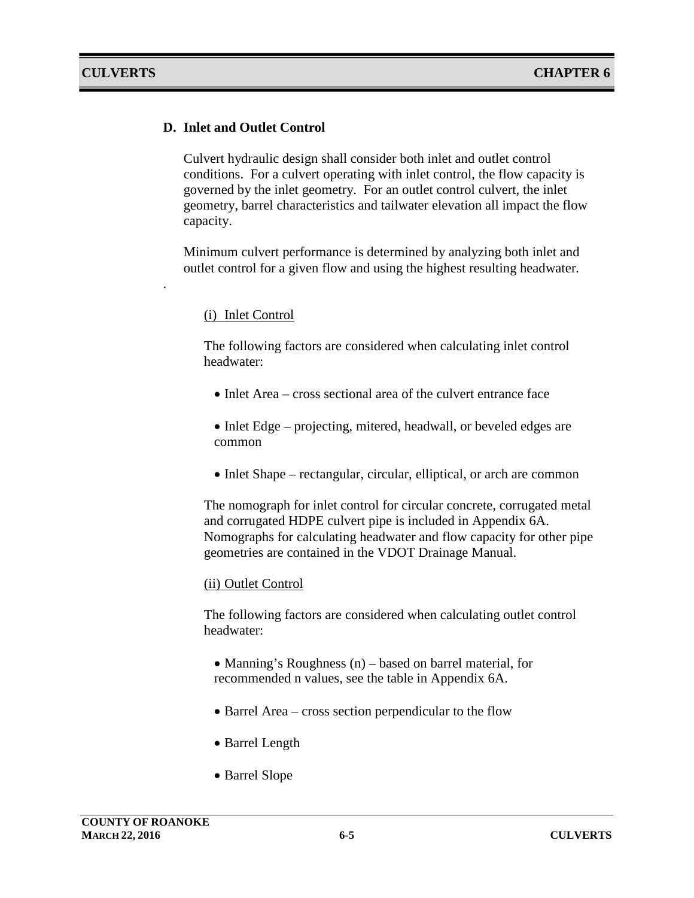## D. Inlet and Outlet Control

Culvert hydraulic design shall consider both inlet and outlet control conditions. For a culvert operating with inlet control, the flow capacity is governed by the inlet geometry. For an outlet control culvert, the inlet geometry, barrel characteristics and tailwater elevation all impact the flow capacity.

Minimum culvert performance is determined by analyzing both inlet and outlet control for a given flow and using the highest resulting headwater.

.

### (i) Inlet Control

The following factors are considered when calculating inlet control headwater:

- Inlet Area – cross sectional area of the culvert entrance face
- Inlet Edge – projecting, mitered, headwall, or beveled edges are common
- Inlet Shape – rectangular, circular, elliptical, or arch are common

The nomograph for inlet control for circular concrete, corrugated metal and corrugated HDPE culvert pipe is included in Appendix 6A. Nomographs for calculating headwater and flow capacity for other pipe geometries are contained in the VDOT Drainage Manual.

### (ii) Outlet Control

The following factors are considered when calculating outlet control headwater:

- Manning's Roughness (n) – based on barrel material, for recommended n values, see the table in Appendix 6A.
- Barrel Area – cross section perpendicular to the flow
- Barrel Length
- Barrel Slope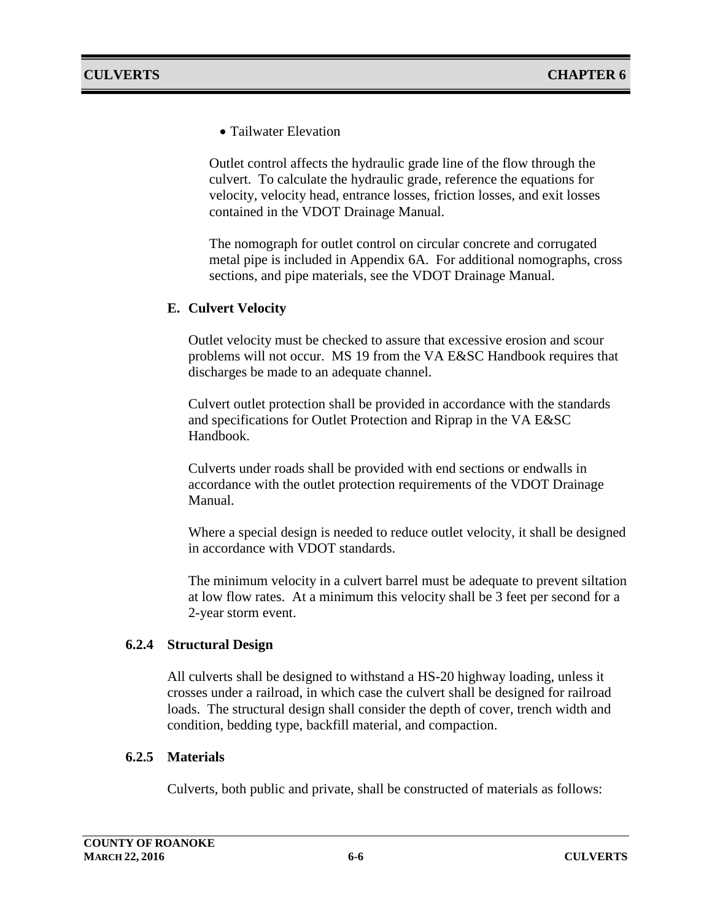- Tailwater Elevation

Outlet control affects the hydraulic grade line of the flow through the culvert. To calculate the hydraulic grade, reference the equations for velocity, velocity head, entrance losses, friction losses, and exit losses contained in the VDOT Drainage Manual.

The nomograph for outlet control on circular concrete and corrugated metal pipe is included in Appendix 6A. For additional nomographs, cross sections, and pipe materials, see the VDOT Drainage Manual.

### E. Culvert Velocity

Outlet velocity must be checked to assure that excessive erosion and scour problems will not occur. MS 19 from the VA E&SC Handbook requires that discharges be made to an adequate channel.

Culvert outlet protection shall be provided in accordance with the standards and specifications for Outlet Protection and Riprap in the VA E&SC Handbook.

Culverts under roads shall be provided with end sections or endwalls in accordance with the outlet protection requirements of the VDOT Drainage Manual.

Where a special design is needed to reduce outlet velocity, it shall be designed in accordance with VDOT standards.

The minimum velocity in a culvert barrel must be adequate to prevent siltation at low flow rates. At a minimum this velocity shall be 3 feet per second for a 2-year storm event.

## 6.2.4 Structural Design

All culverts shall be designed to withstand a HS-20 highway loading, unless it crosses under a railroad, in which case the culvert shall be designed for railroad loads. The structural design shall consider the depth of cover, trench width and condition, bedding type, backfill material, and compaction.

## 6.2.5 Materials

Culverts, both public and private, shall be constructed of materials as follows: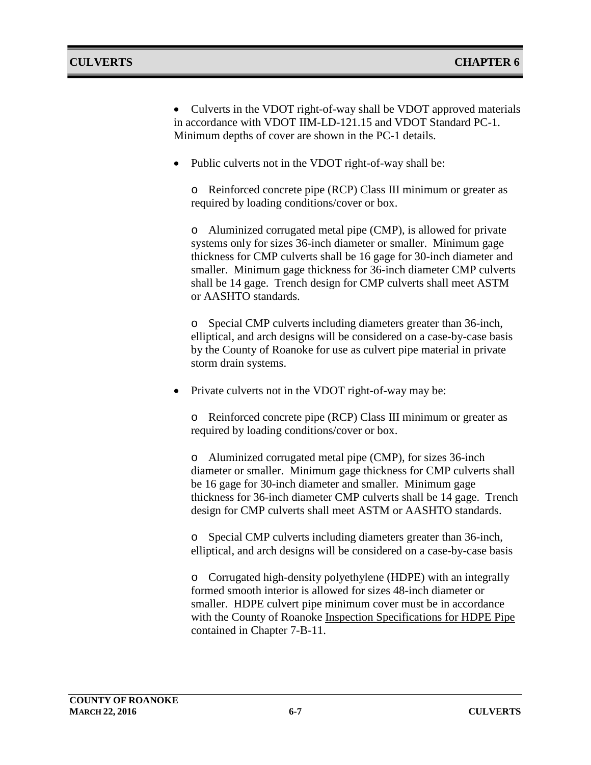- Culverts in the VDOT right-of-way shall be VDOT approved materials in accordance with VDOT IIM-LD-121.15 and VDOT Standard PC-1. Minimum depths of cover are shown in the PC-1 details.

- Public culverts not in the VDOT right-of-way shall be:

  - Reinforced concrete pipe (RCP) Class III minimum or greater as required by loading conditions/cover or box.

  - Aluminized corrugated metal pipe (CMP), is allowed for private systems only for sizes 36-inch diameter or smaller. Minimum gage thickness for CMP culverts shall be 16 gage for 30-inch diameter and smaller. Minimum gage thickness for 36-inch diameter CMP culverts shall be 14 gage. Trench design for CMP culverts shall meet ASTM or AASHTO standards.

  - Special CMP culverts including diameters greater than 36-inch, elliptical, and arch designs will be considered on a case-by-case basis by the County of Roanoke for use as culvert pipe material in private storm drain systems.

- Private culverts not in the VDOT right-of-way may be:

  - Reinforced concrete pipe (RCP) Class III minimum or greater as required by loading conditions/cover or box.

  - Aluminized corrugated metal pipe (CMP), for sizes 36-inch diameter or smaller. Minimum gage thickness for CMP culverts shall be 16 gage for 30-inch diameter and smaller. Minimum gage thickness for 36-inch diameter CMP culverts shall be 14 gage. Trench design for CMP culverts shall meet ASTM or AASHTO standards.

  - Special CMP culverts including diameters greater than 36-inch, elliptical, and arch designs will be considered on a case-by-case basis

  - Corrugated high-density polyethylene (HDPE) with an integrally formed smooth interior is allowed for sizes 48-inch diameter or smaller. HDPE culvert pipe minimum cover must be in accordance with the County of Roanoke Inspection Specifications for HDPE Pipe contained in Chapter 7-B-11.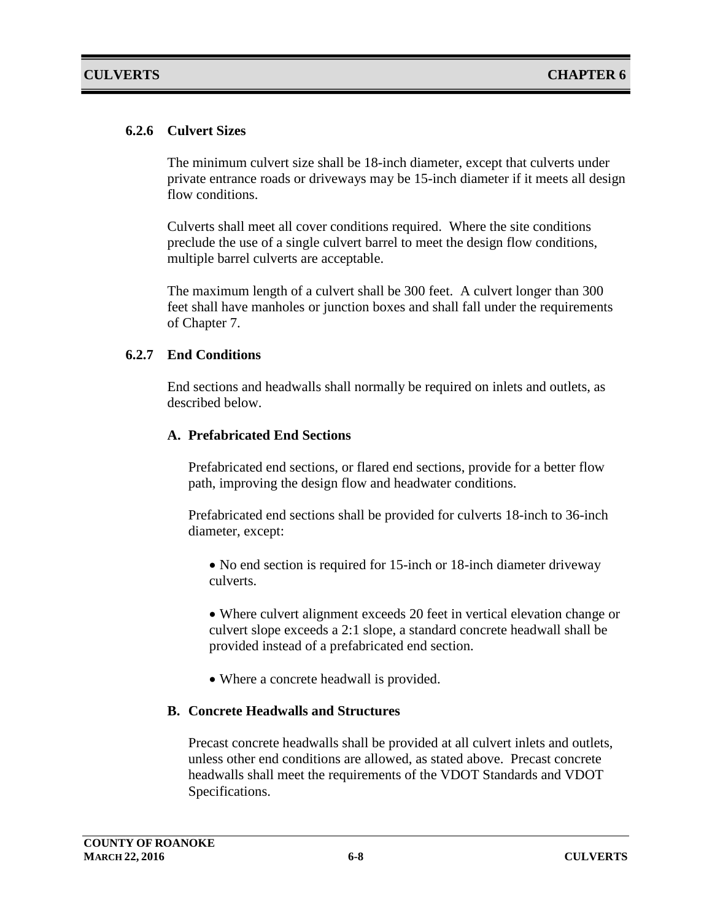### 6.2.6 Culvert Sizes

The minimum culvert size shall be 18-inch diameter, except that culverts under private entrance roads or driveways may be 15-inch diameter if it meets all design flow conditions.

Culverts shall meet all cover conditions required. Where the site conditions preclude the use of a single culvert barrel to meet the design flow conditions, multiple barrel culverts are acceptable.

The maximum length of a culvert shall be 300 feet. A culvert longer than 300 feet shall have manholes or junction boxes and shall fall under the requirements of Chapter 7.

### 6.2.7 End Conditions

End sections and headwalls shall normally be required on inlets and outlets, as described below.

#### A. Prefabricated End Sections

Prefabricated end sections, or flared end sections, provide for a better flow path, improving the design flow and headwater conditions.

Prefabricated end sections shall be provided for culverts 18-inch to 36-inch diameter, except:

- No end section is required for 15-inch or 18-inch diameter driveway culverts.
- Where culvert alignment exceeds 20 feet in vertical elevation change or culvert slope exceeds a 2:1 slope, a standard concrete headwall shall be provided instead of a prefabricated end section.
- Where a concrete headwall is provided.

#### B. Concrete Headwalls and Structures

Precast concrete headwalls shall be provided at all culvert inlets and outlets, unless other end conditions are allowed, as stated above. Precast concrete headwalls shall meet the requirements of the VDOT Standards and VDOT Specifications.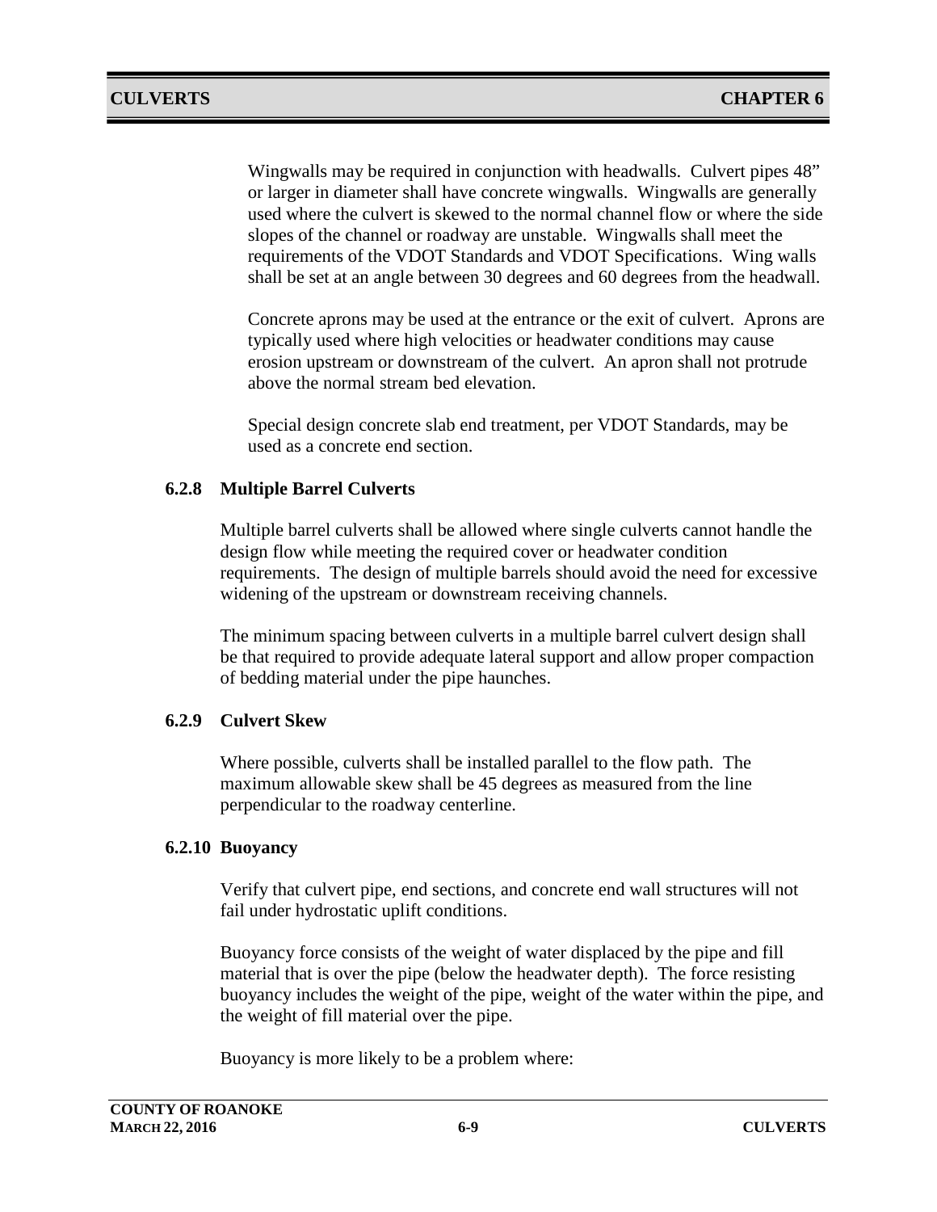Wingwalls may be required in conjunction with headwalls. Culvert pipes 48" or larger in diameter shall have concrete wingwalls. Wingwalls are generally used where the culvert is skewed to the normal channel flow or where the side slopes of the channel or roadway are unstable. Wingwalls shall meet the requirements of the VDOT Standards and VDOT Specifications. Wing walls shall be set at an angle between 30 degrees and 60 degrees from the headwall.

Concrete aprons may be used at the entrance or the exit of culvert. Aprons are typically used where high velocities or headwater conditions may cause erosion upstream or downstream of the culvert. An apron shall not protrude above the normal stream bed elevation.

Special design concrete slab end treatment, per VDOT Standards, may be used as a concrete end section.

### 6.2.8 Multiple Barrel Culverts

Multiple barrel culverts shall be allowed where single culverts cannot handle the design flow while meeting the required cover or headwater condition requirements. The design of multiple barrels should avoid the need for excessive widening of the upstream or downstream receiving channels.

The minimum spacing between culverts in a multiple barrel culvert design shall be that required to provide adequate lateral support and allow proper compaction of bedding material under the pipe haunches.

### 6.2.9 Culvert Skew

Where possible, culverts shall be installed parallel to the flow path. The maximum allowable skew shall be 45 degrees as measured from the line perpendicular to the roadway centerline.

### 6.2.10 Buoyancy

Verify that culvert pipe, end sections, and concrete end wall structures will not fail under hydrostatic uplift conditions.

Buoyancy force consists of the weight of water displaced by the pipe and fill material that is over the pipe (below the headwater depth). The force resisting buoyancy includes the weight of the pipe, weight of the water within the pipe, and the weight of fill material over the pipe.

Buoyancy is more likely to be a problem where: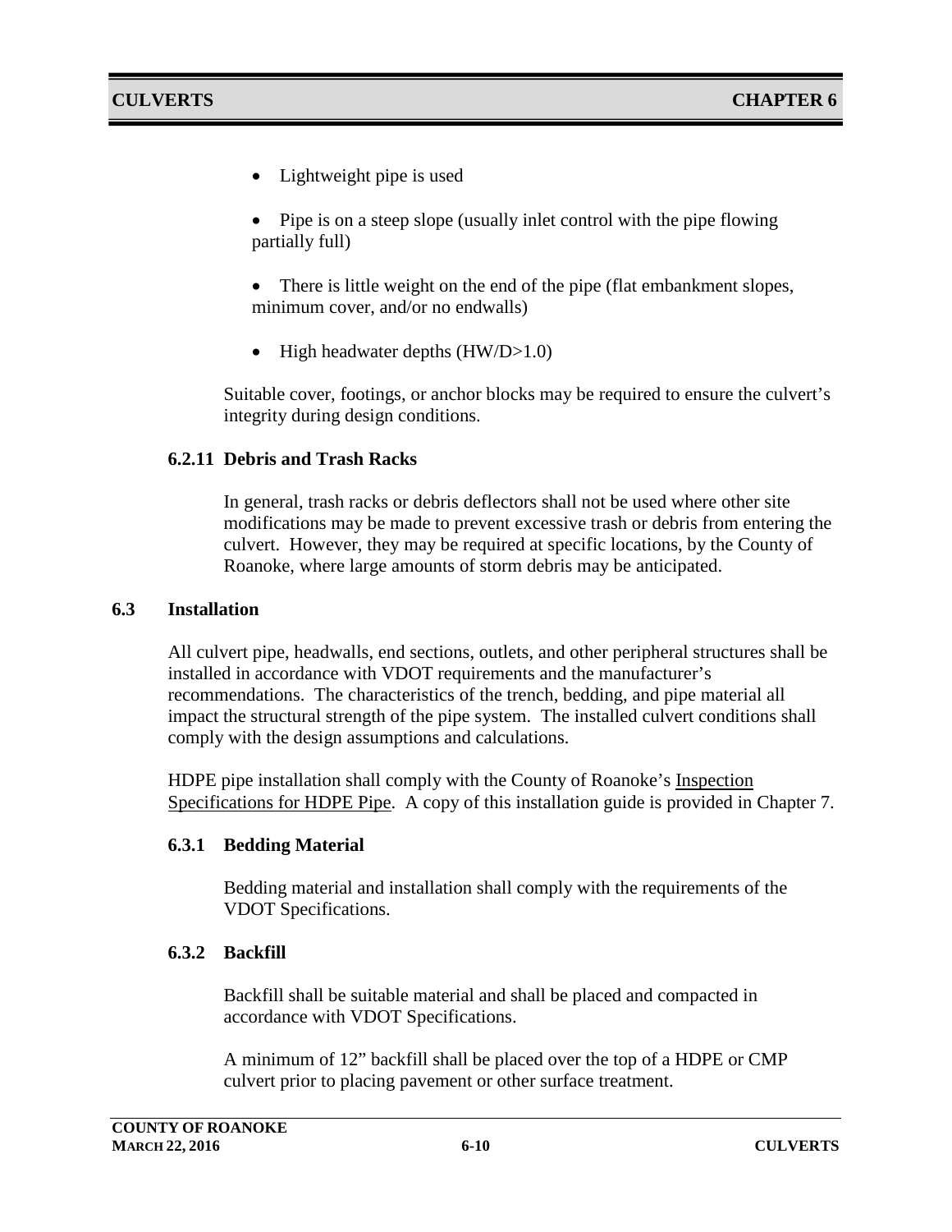- Lightweight pipe is used
- Pipe is on a steep slope (usually inlet control with the pipe flowing partially full)
- There is little weight on the end of the pipe (flat embankment slopes, minimum cover, and/or no endwalls)
- High headwater depths (HW/D>1.0)

Suitable cover, footings, or anchor blocks may be required to ensure the culvert's integrity during design conditions.

### 6.2.11 Debris and Trash Racks

In general, trash racks or debris deflectors shall not be used where other site modifications may be made to prevent excessive trash or debris from entering the culvert. However, they may be required at specific locations, by the County of Roanoke, where large amounts of storm debris may be anticipated.

## 6.3 Installation

All culvert pipe, headwalls, end sections, outlets, and other peripheral structures shall be installed in accordance with VDOT requirements and the manufacturer's recommendations. The characteristics of the trench, bedding, and pipe material all impact the structural strength of the pipe system. The installed culvert conditions shall comply with the design assumptions and calculations.

HDPE pipe installation shall comply with the County of Roanoke's Inspection Specifications for HDPE Pipe. A copy of this installation guide is provided in Chapter 7.

### 6.3.1 Bedding Material

Bedding material and installation shall comply with the requirements of the VDOT Specifications.

### 6.3.2 Backfill

Backfill shall be suitable material and shall be placed and compacted in accordance with VDOT Specifications.

A minimum of 12" backfill shall be placed over the top of a HDPE or CMP culvert prior to placing pavement or other surface treatment.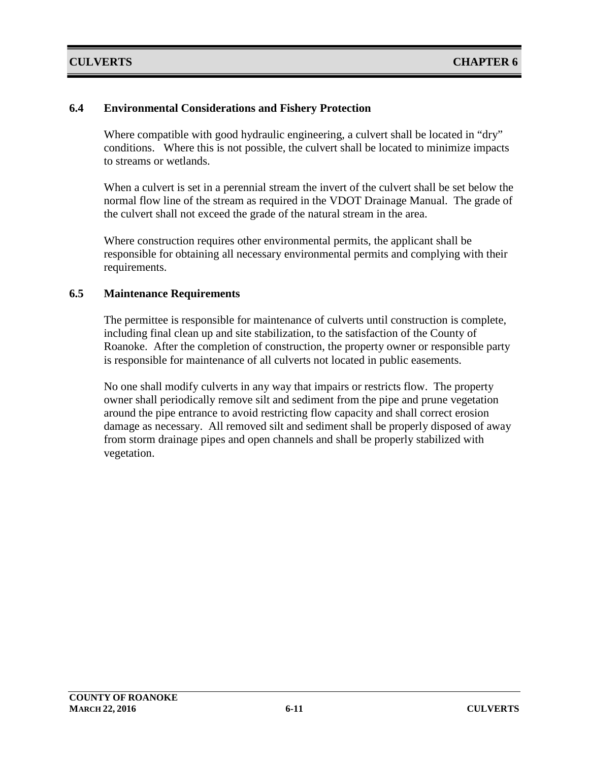## 6.4 Environmental Considerations and Fishery Protection

Where compatible with good hydraulic engineering, a culvert shall be located in "dry" conditions. Where this is not possible, the culvert shall be located to minimize impacts to streams or wetlands.

When a culvert is set in a perennial stream the invert of the culvert shall be set below the normal flow line of the stream as required in the VDOT Drainage Manual. The grade of the culvert shall not exceed the grade of the natural stream in the area.

Where construction requires other environmental permits, the applicant shall be responsible for obtaining all necessary environmental permits and complying with their requirements.

## 6.5 Maintenance Requirements

The permittee is responsible for maintenance of culverts until construction is complete, including final clean up and site stabilization, to the satisfaction of the County of Roanoke. After the completion of construction, the property owner or responsible party is responsible for maintenance of all culverts not located in public easements.

No one shall modify culverts in any way that impairs or restricts flow. The property owner shall periodically remove silt and sediment from the pipe and prune vegetation around the pipe entrance to avoid restricting flow capacity and shall correct erosion damage as necessary. All removed silt and sediment shall be properly disposed of away from storm drainage pipes and open channels and shall be properly stabilized with vegetation.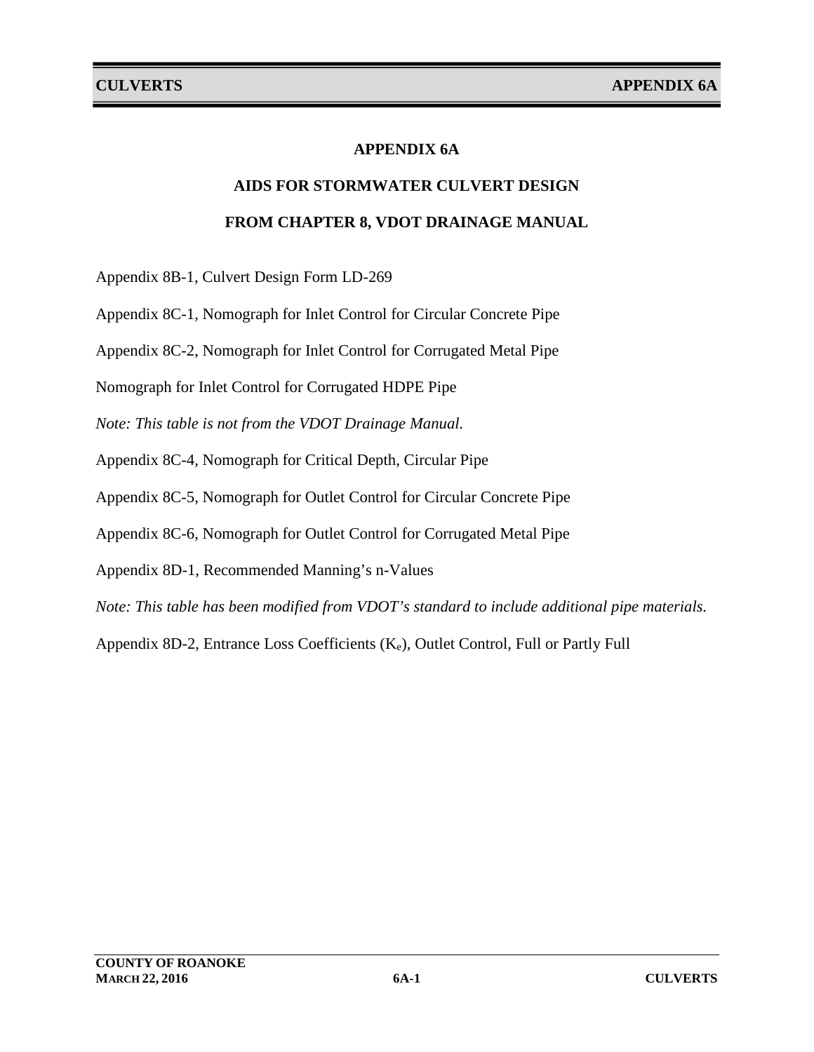# APPENDIX 6A

## AIDS FOR STORMWATER CULVERT DESIGN

## FROM CHAPTER 8, VDOT DRAINAGE MANUAL

Appendix 8B-1, Culvert Design Form LD-269

Appendix 8C-1, Nomograph for Inlet Control for Circular Concrete Pipe

Appendix 8C-2, Nomograph for Inlet Control for Corrugated Metal Pipe

Nomograph for Inlet Control for Corrugated HDPE Pipe

*Note: This table is not from the VDOT Drainage Manual.*

Appendix 8C-4, Nomograph for Critical Depth, Circular Pipe

Appendix 8C-5, Nomograph for Outlet Control for Circular Concrete Pipe

Appendix 8C-6, Nomograph for Outlet Control for Corrugated Metal Pipe

Appendix 8D-1, Recommended Manning's n-Values

*Note: This table has been modified from VDOT's standard to include additional pipe materials.*

Appendix 8D-2, Entrance Loss Coefficients ($K_e$), Outlet Control, Full or Partly Full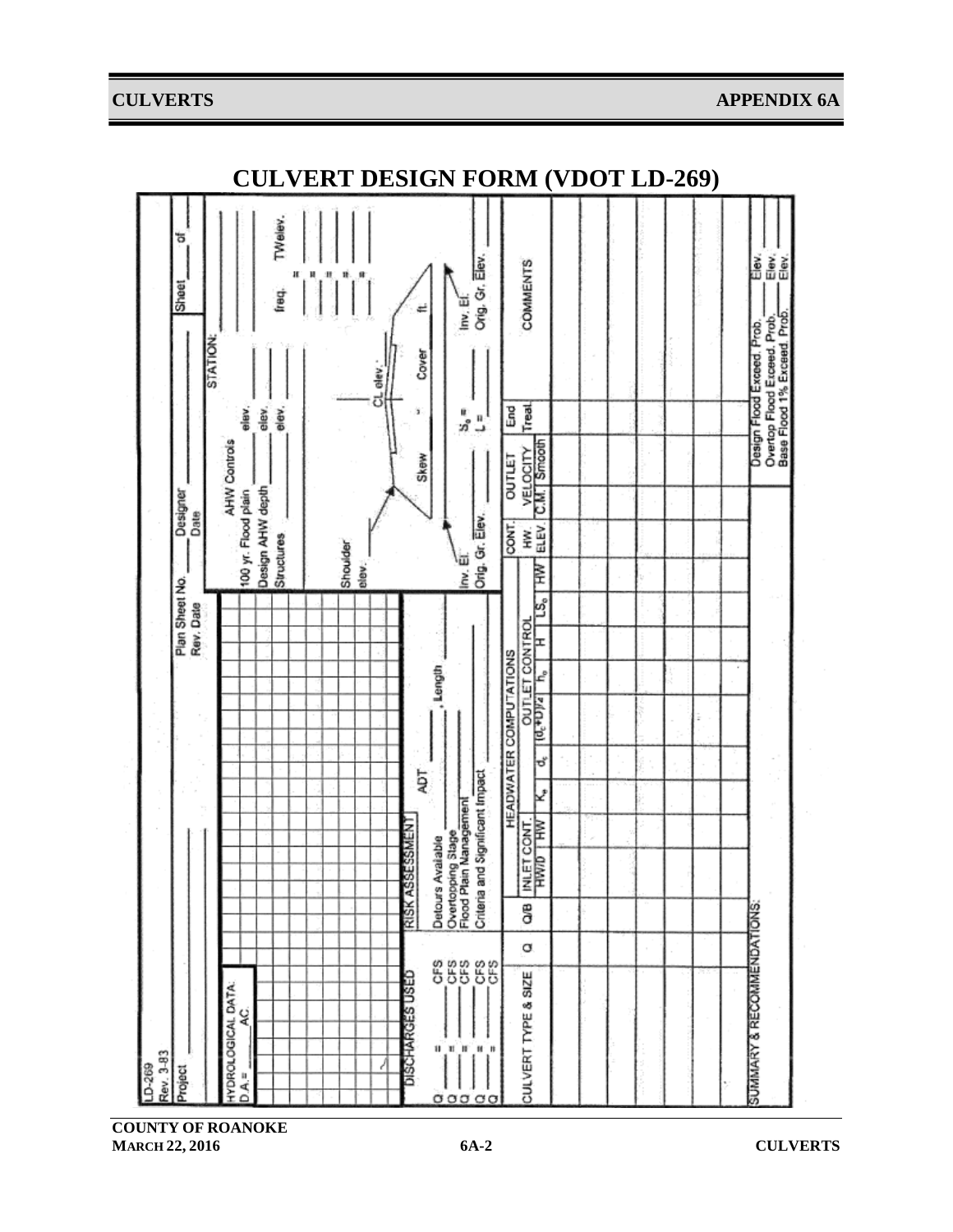# CULVERT DESIGN FORM (VDOT LD-269)

LD-269
Rev. 3-83

Project ______ Plan Sheet No. ______ Rev. Date ______ Designer ______ Date ______ Sheet ___ of ___

**HYDROLOGICAL DATA**
D.A.= ______ AC.

STATION: ______

**AHW Controls**
100 yr. Flood plain ______ elev. ______
Design AHW depth ______ elev. ______
Structures ______ elev. ______

freq. ______ = ______ TWelev. ______

Shoulder elev. ______
CL elev. ______
Skew ______ Cover ______ ft.
Inv. El. ______ $S_o$ = ______ Inv. El. ______
Orig. Gr. Elev. ______ L = ______ Orig. Gr. Elev. ______

**DISCHARGES USED**

Q ___ = ______ CFS
Q ___ = ______ CFS
Q ___ = ______ CFS
Q ___ = ______ CFS
Q ___ = ______ CFS

**RISK ASSESSMENT**

ADT ______
Detours Available ______, Length ______
Overtopping Stage ______
Flood Plain Management ______
Criteria and Significant Impact ______

| CULVERT TYPE & SIZE | Q | Q/B | HEADWATER COMPUTATIONS | | | | | | | | | | CONT. HW ELEV. | OUTLET VELOCITY | | End Treat. | COMMENTS |
|---|---|---|---|---|---|---|---|---|---|---|---|---|---|---|---|---|---|
| | | | INLET CONT. | | OUTLET CONTROL | | | | | | | | | | | | |
| | | | HW/D | HW | $K_e$ | $d_c$ | $(d_c+D)/2$ | $h_o$ | H | $LS_o$ | HW | | | C.M. | Smooth | | |
| | | | | | | | | | | | | | | | | | |
| | | | | | | | | | | | | | | | | | |
| | | | | | | | | | | | | | | | | | |
| | | | | | | | | | | | | | | | | | |
| | | | | | | | | | | | | | | | | | |
| | | | | | | | | | | | | | | | | | |

SUMMARY & RECOMMENDATIONS:

Design Flood Exceed. Prob. ______ Elev. ______
Overtop Flood Exceed. Prob. ______ Elev. ______
Base Flood 1% Exceed. Prob. ______ Elev. ______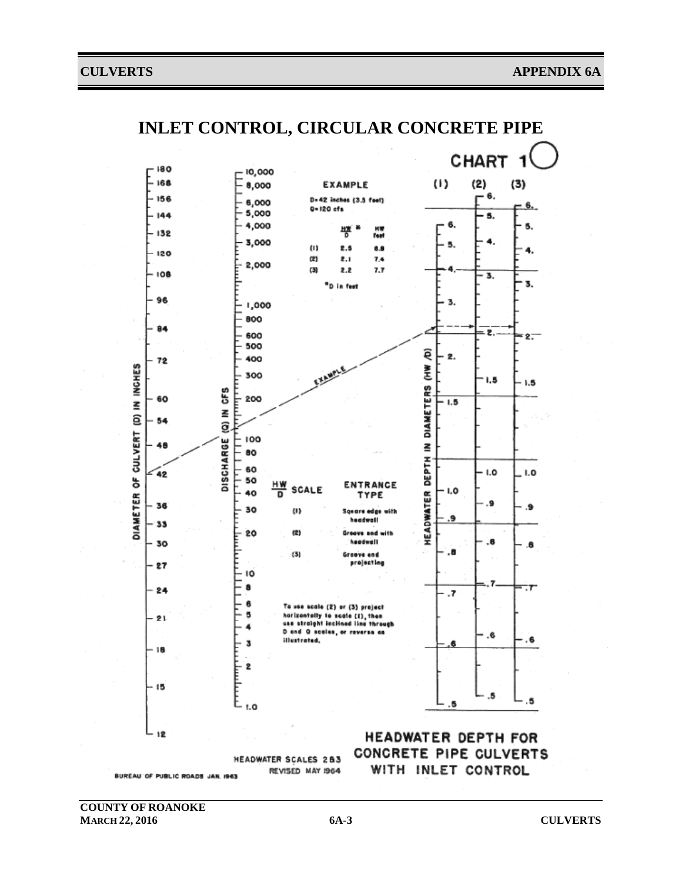# INLET CONTROL, CIRCULAR CONCRETE PIPE

CHART 1

**EXAMPLE**

D=42 inches (3.5 feet)
Q=120 cfs

|  | $\frac{HW}{D}$* | HW feet |
|---|---|---|
| (1) | 2.5 | 8.8 |
| (2) | 2.1 | 7.4 |
| (3) | 2.2 | 7.7 |

*D in feet

DIAMETER OF CULVERT (D) IN INCHES: 180, 168, 156, 144, 132, 120, 108, 96, 84, 72, 60, 54, 48, 42, 36, 33, 30, 27, 24, 21, 18, 15, 12

DISCHARGE (Q) IN CFS: 10,000, 8,000, 6,000, 5,000, 4,000, 3,000, 2,000, 1,000, 800, 600, 500, 400, 300, 200, 100, 80, 60, 50, 40, 30, 20, 10, 8, 6, 5, 4, 3, 2, 1.0

HEADWATER DEPTH IN DIAMETERS (HW/D):

- (1): 6., 5., 4., 3., 2., 1.5, 1.0, .9, .8, .7, .6, .5
- (2): 6., 5., 4., 3., 2., 1.5, 1.0, .9, .8, .7, .6, .5
- (3): 6., 5., 4., 3., 2., 1.5, 1.0, .9, .8, .7, .6, .5

| $\frac{HW}{D}$ SCALE | ENTRANCE TYPE |
|---|---|
| (1) | Square edge with headwall |
| (2) | Groove end with headwall |
| (3) | Groove end projecting |

To use scale (2) or (3) project horizontally to scale (1), then use straight inclined line through D and Q scales, or reverse as illustrated.

HEADWATER SCALES 2&3
REVISED MAY 1964

BUREAU OF PUBLIC ROADS JAN. 1963

**HEADWATER DEPTH FOR CONCRETE PIPE CULVERTS WITH INLET CONTROL**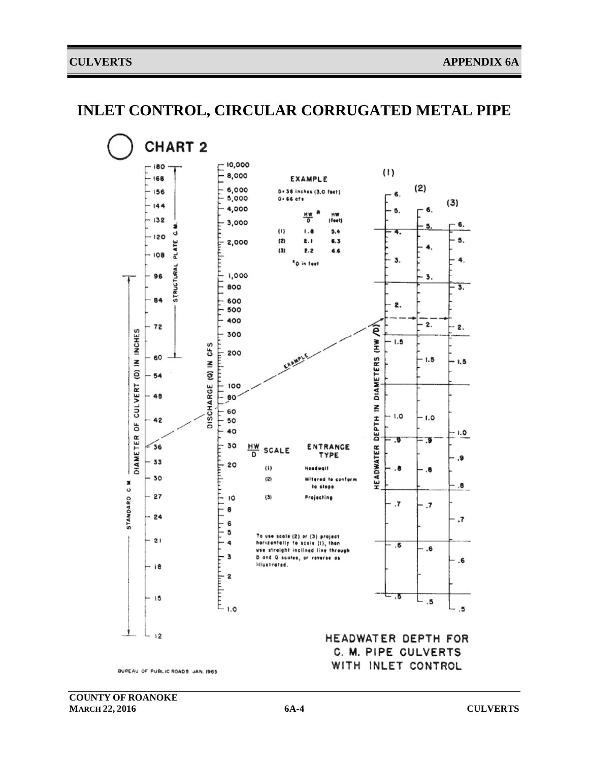# INLET CONTROL, CIRCULAR CORRUGATED METAL PIPE

## CHART 2

**EXAMPLE**

D = 36 inches (3.0 feet)
Q = 66 cfs

| | $\frac{HW}{D}$ * | HW (feet) |
|---|---|---|
| (1) | 1.8 | 5.4 |
| (2) | 2.1 | 6.3 |
| (3) | 2.2 | 6.6 |

*D in feet

| $\frac{HW}{D}$ SCALE | ENTRANCE TYPE |
|---|---|
| (1) | Headwall |
| (2) | Mitered to conform to slope |
| (3) | Projecting |

To use scale (2) or (3) project horizontally to scale (1), then use straight inclined line through D and Q scales, or reverse as illustrated.

DIAMETER OF CULVERT (D) IN INCHES: 12, 15, 18, 21, 24, 27, 30, 33, 36, 42, 48, 54, 60, 72, 84, 96, 108, 120, 132, 144, 156, 168, 180 (STANDARD C.M.: 12 to 96; STRUCTURAL PLATE C.M.: 60 to 180)

DISCHARGE (Q) IN CFS: 1.0, 2, 3, 4, 5, 6, 8, 10, 20, 30, 40, 50, 60, 80, 100, 200, 300, 400, 500, 600, 800, 1,000, 2,000, 3,000, 4,000, 5,000, 6,000, 8,000, 10,000

HEADWATER DEPTH IN DIAMETERS (HW/D): scales (1), (2), (3) from .5 to 6.

HEADWATER DEPTH FOR C. M. PIPE CULVERTS WITH INLET CONTROL

BUREAU OF PUBLIC ROADS JAN. 1963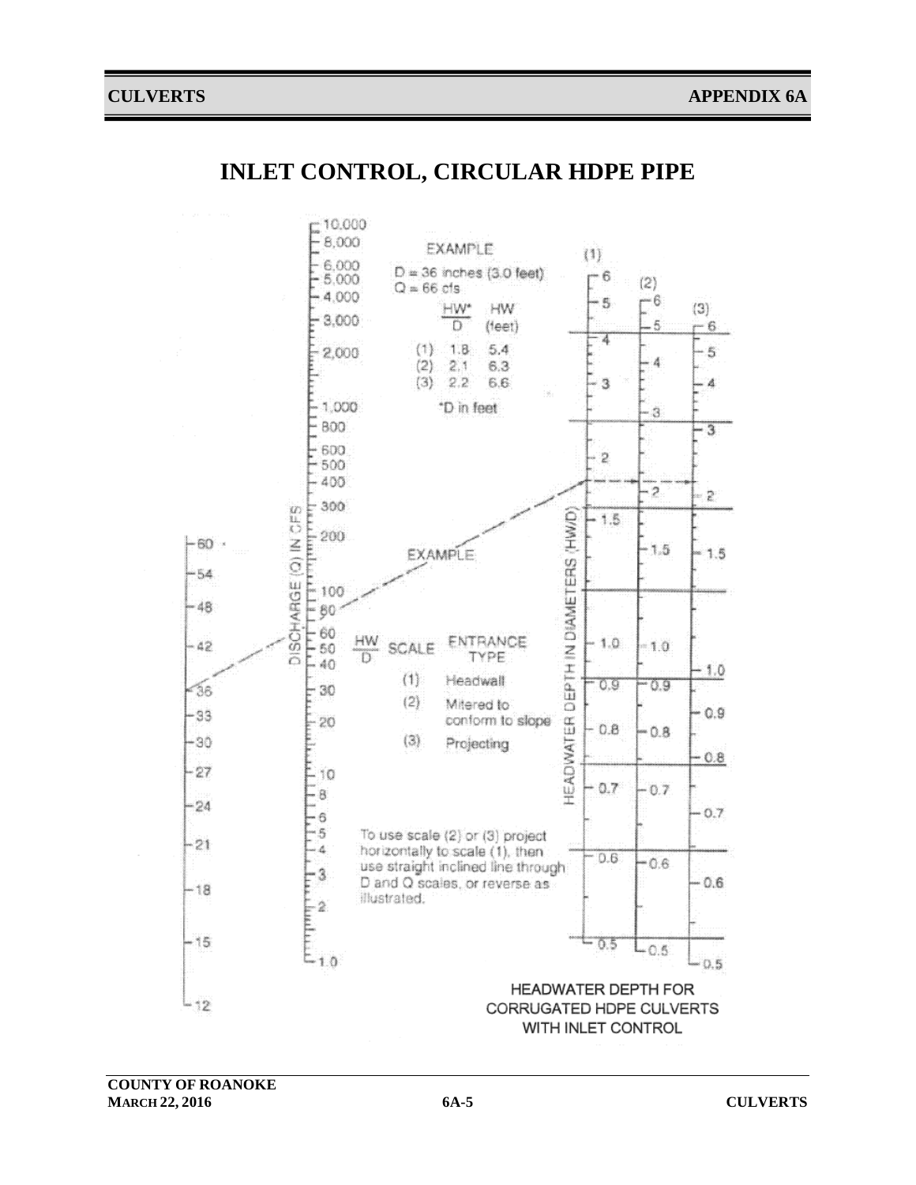# INLET CONTROL, CIRCULAR HDPE PIPE

EXAMPLE

D = 36 inches (3.0 feet)
Q = 66 cfs

|  | $\frac{HW^*}{D}$ | HW (feet) |
|---|---|---|
| (1) | 1.8 | 5.4 |
| (2) | 2.1 | 6.3 |
| (3) | 2.2 | 6.6 |

*D in feet

| $\frac{HW}{D}$ SCALE | ENTRANCE TYPE |
|---|---|
| (1) | Headwall |
| (2) | Mitered to conform to slope |
| (3) | Projecting |

To use scale (2) or (3) project horizontally to scale (1), then use straight inclined line through D and Q scales, or reverse as illustrated.

DISCHARGE (Q) IN CFS

HEADWATER DEPTH IN DIAMETERS (HW/D)

HEADWATER DEPTH FOR CORRUGATED HDPE CULVERTS WITH INLET CONTROL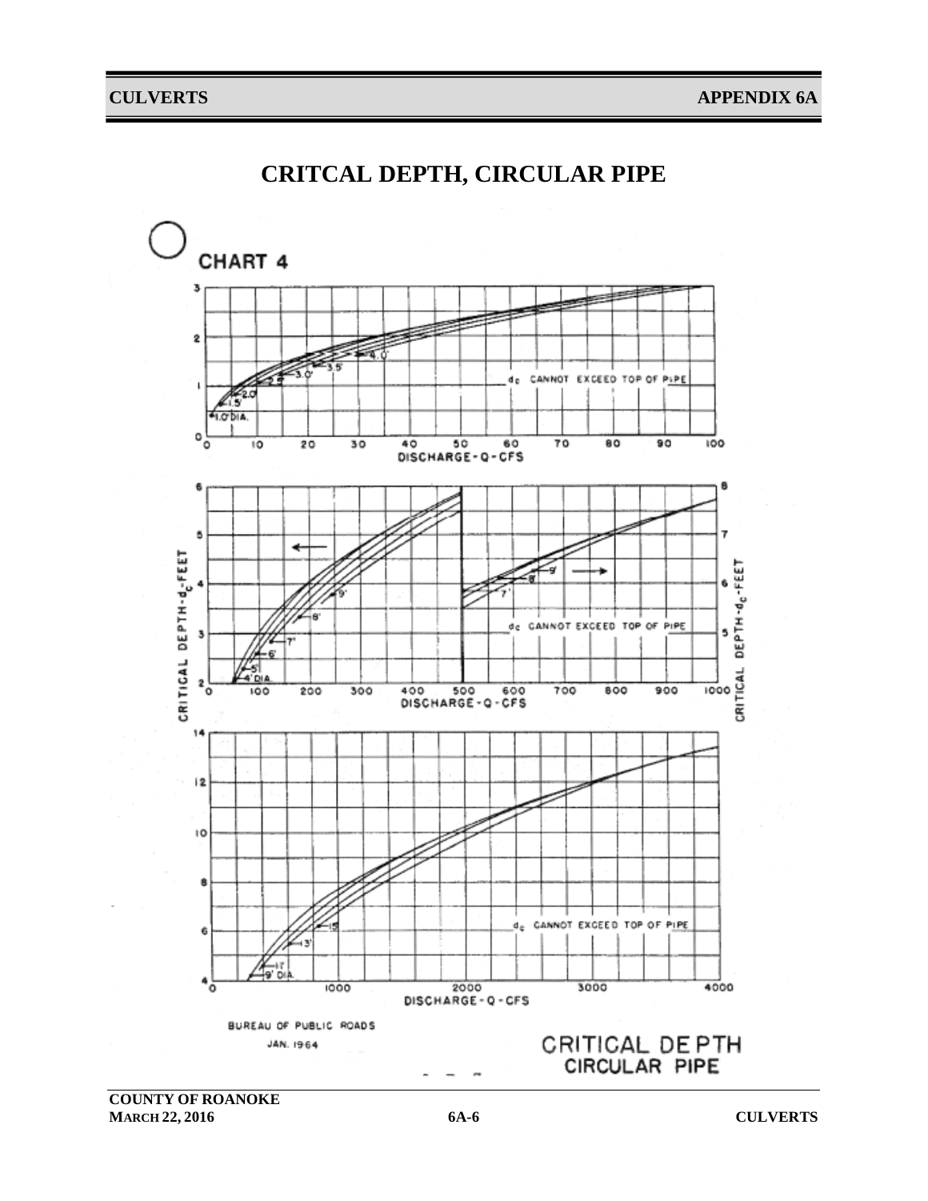# CRITCAL DEPTH, CIRCULAR PIPE

CHART 4

$d_c$ CANNOT EXCEED TOP OF PIPE

DISCHARGE - Q - CFS

CRITICAL DEPTH - $d_c$ - FEET

BUREAU OF PUBLIC ROADS
JAN. 1964

CRITICAL DEPTH
CIRCULAR PIPE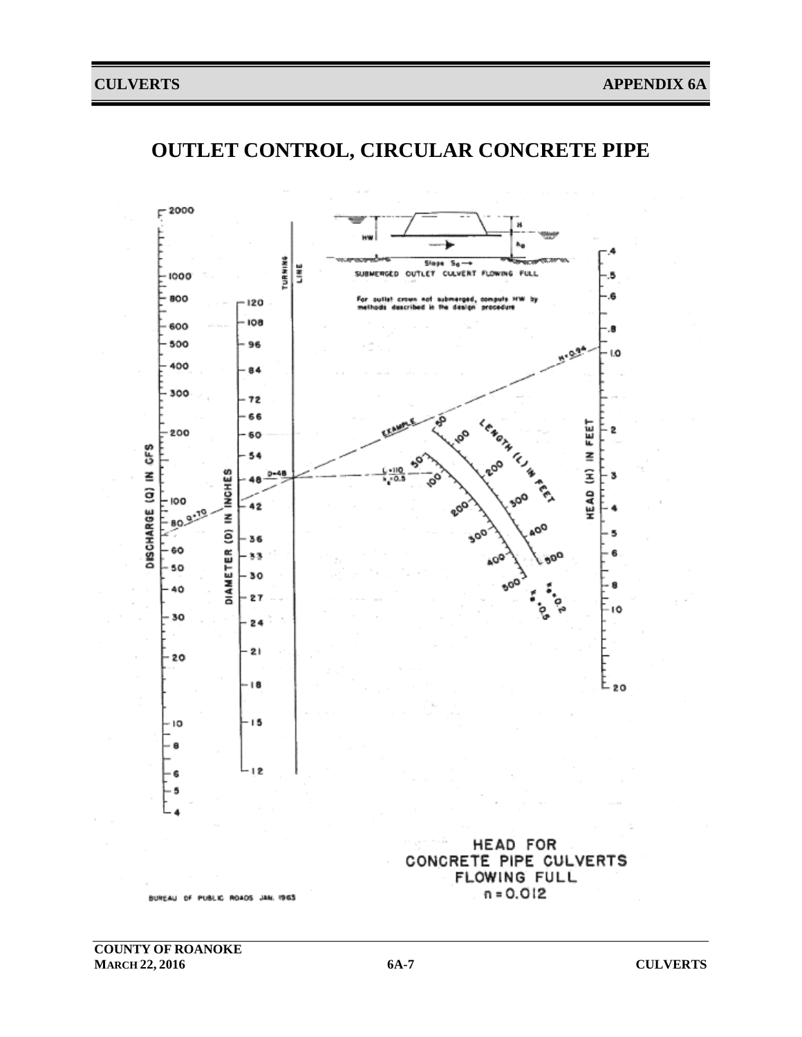# OUTLET CONTROL, CIRCULAR CONCRETE PIPE

SUBMERGED OUTLET CULVERT FLOWING FULL

For outlet crown not submerged, compute HW by methods described in the design procedure

HEAD FOR CONCRETE PIPE CULVERTS FLOWING FULL

$n = 0.012$

BUREAU OF PUBLIC ROADS JAN. 1963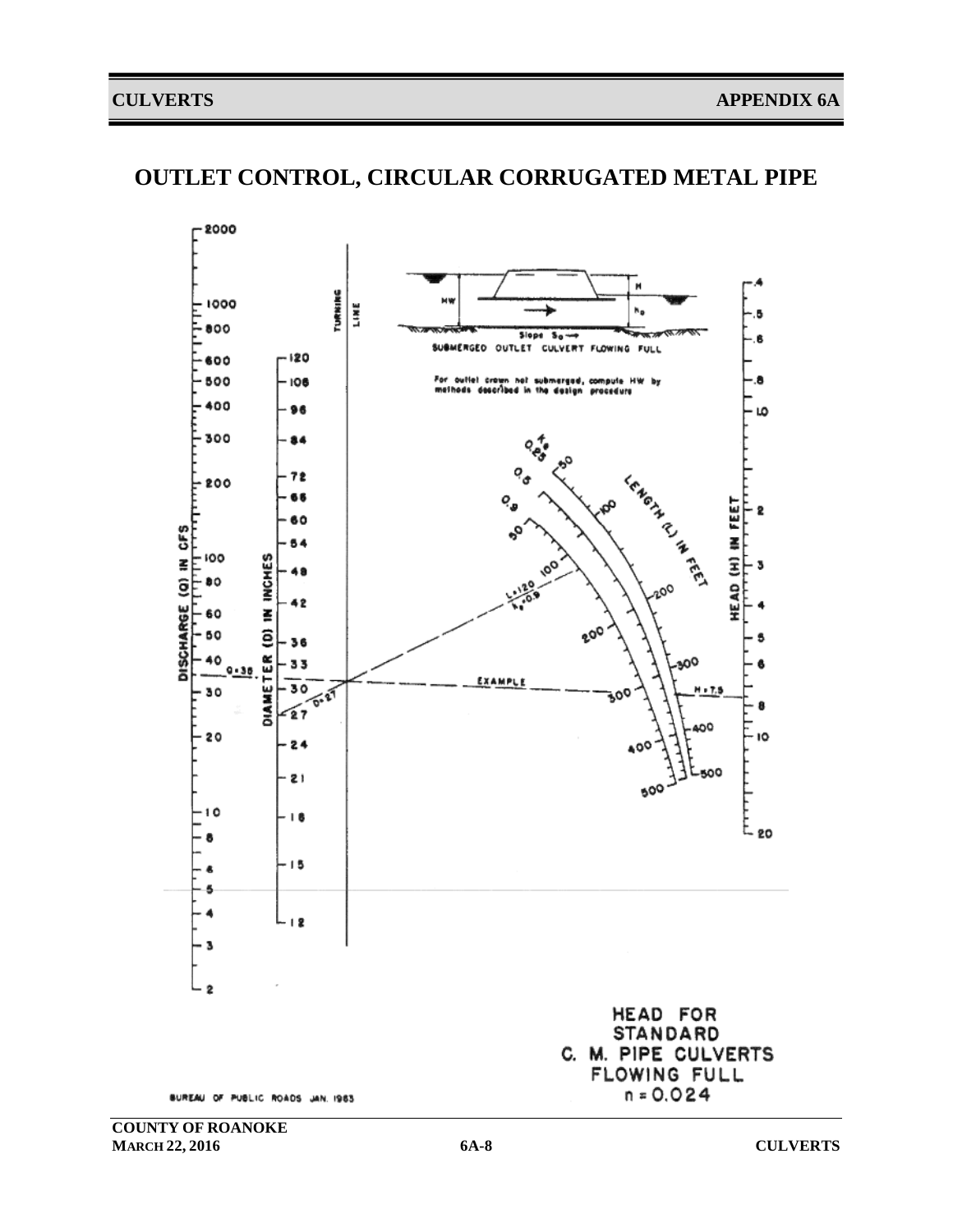# OUTLET CONTROL, CIRCULAR CORRUGATED METAL PIPE

SUBMERGED OUTLET CULVERT FLOWING FULL

For outlet crown not submerged, compute HW by methods described in the design procedure

HEAD FOR STANDARD C. M. PIPE CULVERTS FLOWING FULL

$n = 0.024$

BUREAU OF PUBLIC ROADS JAN. 1963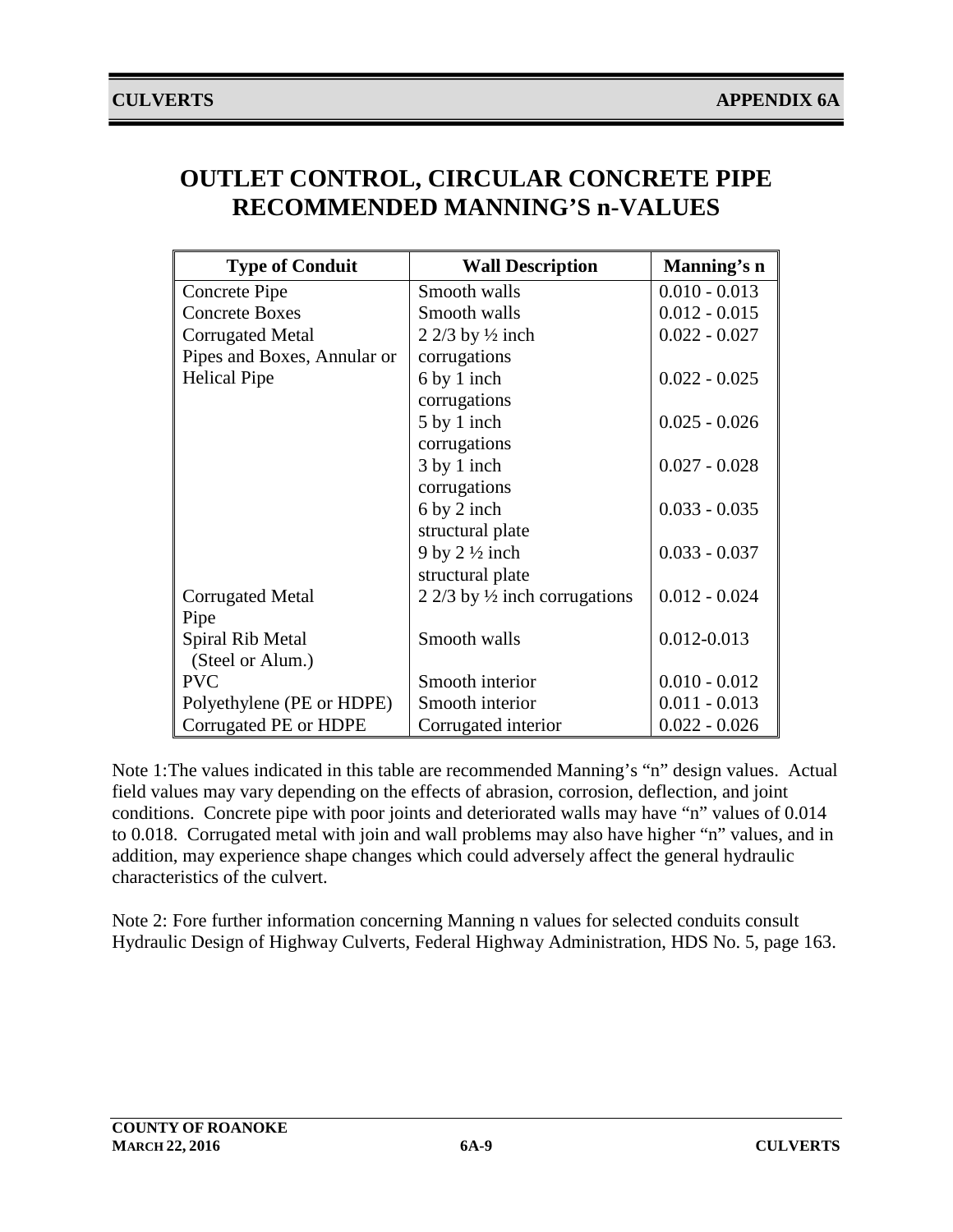# OUTLET CONTROL, CIRCULAR CONCRETE PIPE RECOMMENDED MANNING'S n-VALUES

| Type of Conduit | Wall Description | Manning's n |
|---|---|---|
| Concrete Pipe | Smooth walls | 0.010 - 0.013 |
| Concrete Boxes | Smooth walls | 0.012 - 0.015 |
| Corrugated Metal Pipes and Boxes, Annular or Helical Pipe | 2 2/3 by ½ inch corrugations | 0.022 - 0.027 |
| | 6 by 1 inch corrugations | 0.022 - 0.025 |
| | 5 by 1 inch corrugations | 0.025 - 0.026 |
| | 3 by 1 inch corrugations | 0.027 - 0.028 |
| | 6 by 2 inch structural plate | 0.033 - 0.035 |
| | 9 by 2 ½ inch structural plate | 0.033 - 0.037 |
| Corrugated Metal Pipe | 2 2/3 by ½ inch corrugations | 0.012 - 0.024 |
| Spiral Rib Metal (Steel or Alum.) | Smooth walls | 0.012-0.013 |
| PVC | Smooth interior | 0.010 - 0.012 |
| Polyethylene (PE or HDPE) | Smooth interior | 0.011 - 0.013 |
| Corrugated PE or HDPE | Corrugated interior | 0.022 - 0.026 |

Note 1:The values indicated in this table are recommended Manning's "n" design values. Actual field values may vary depending on the effects of abrasion, corrosion, deflection, and joint conditions. Concrete pipe with poor joints and deteriorated walls may have "n" values of 0.014 to 0.018. Corrugated metal with join and wall problems may also have higher "n" values, and in addition, may experience shape changes which could adversely affect the general hydraulic characteristics of the culvert.

Note 2: Fore further information concerning Manning n values for selected conduits consult Hydraulic Design of Highway Culverts, Federal Highway Administration, HDS No. 5, page 163.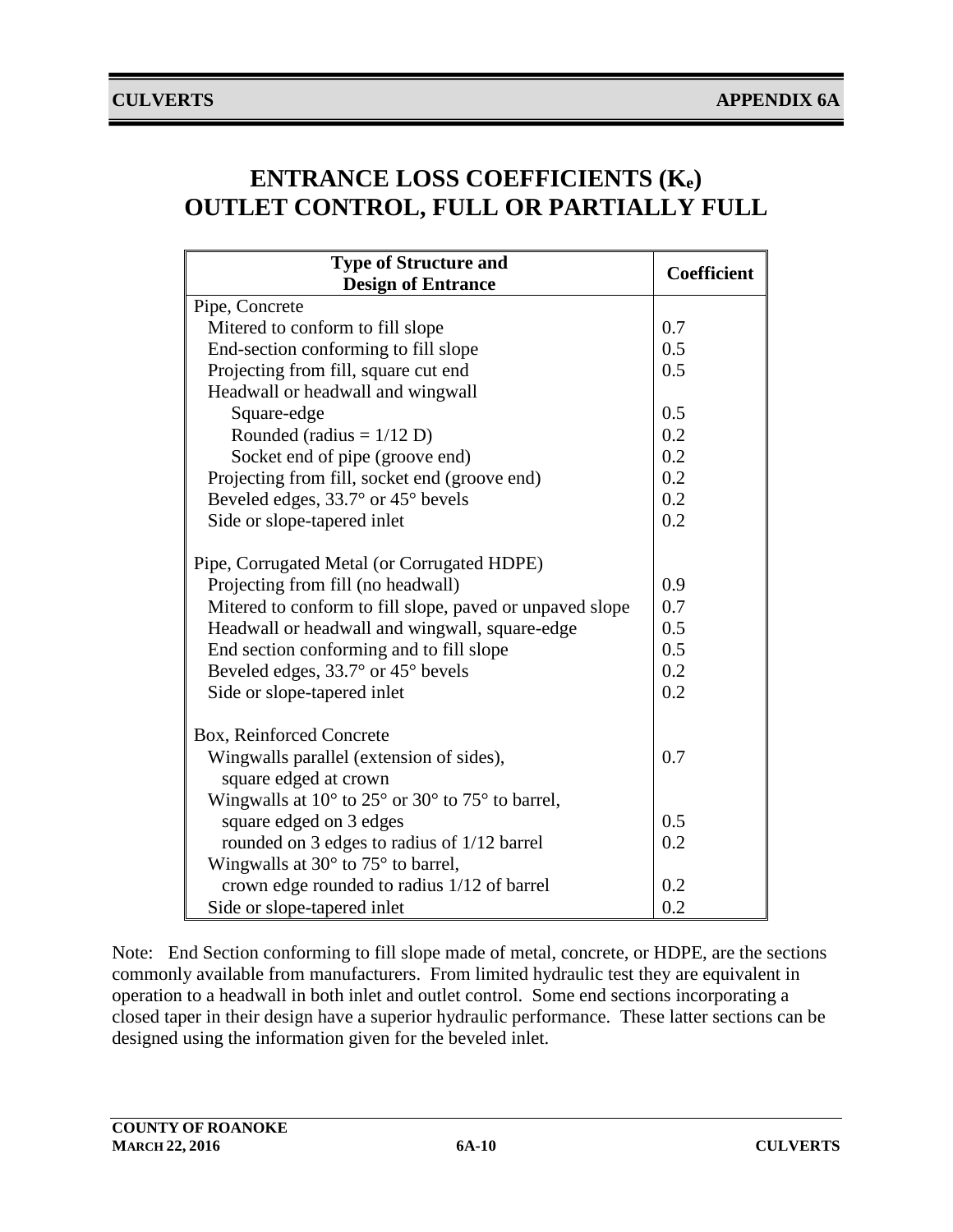# ENTRANCE LOSS COEFFICIENTS ($K_e$) OUTLET CONTROL, FULL OR PARTIALLY FULL

| Type of Structure and Design of Entrance | Coefficient |
|---|---|
| Pipe, Concrete | |
| Mitered to conform to fill slope | 0.7 |
| End-section conforming to fill slope | 0.5 |
| Projecting from fill, square cut end | 0.5 |
| Headwall or headwall and wingwall | |
| Square-edge | 0.5 |
| Rounded (radius = 1/12 D) | 0.2 |
| Socket end of pipe (groove end) | 0.2 |
| Projecting from fill, socket end (groove end) | 0.2 |
| Beveled edges, 33.7° or 45° bevels | 0.2 |
| Side or slope-tapered inlet | 0.2 |
| | |
| Pipe, Corrugated Metal (or Corrugated HDPE) | |
| Projecting from fill (no headwall) | 0.9 |
| Mitered to conform to fill slope, paved or unpaved slope | 0.7 |
| Headwall or headwall and wingwall, square-edge | 0.5 |
| End section conforming and to fill slope | 0.5 |
| Beveled edges, 33.7° or 45° bevels | 0.2 |
| Side or slope-tapered inlet | 0.2 |
| | |
| Box, Reinforced Concrete | |
| Wingwalls parallel (extension of sides), square edged at crown | 0.7 |
| Wingwalls at 10° to 25° or 30° to 75° to barrel, | |
| square edged on 3 edges | 0.5 |
| rounded on 3 edges to radius of 1/12 barrel | 0.2 |
| Wingwalls at 30° to 75° to barrel, | |
| crown edge rounded to radius 1/12 of barrel | 0.2 |
| Side or slope-tapered inlet | 0.2 |

Note: End Section conforming to fill slope made of metal, concrete, or HDPE, are the sections commonly available from manufacturers. From limited hydraulic test they are equivalent in operation to a headwall in both inlet and outlet control. Some end sections incorporating a closed taper in their design have a superior hydraulic performance. These latter sections can be designed using the information given for the beveled inlet.